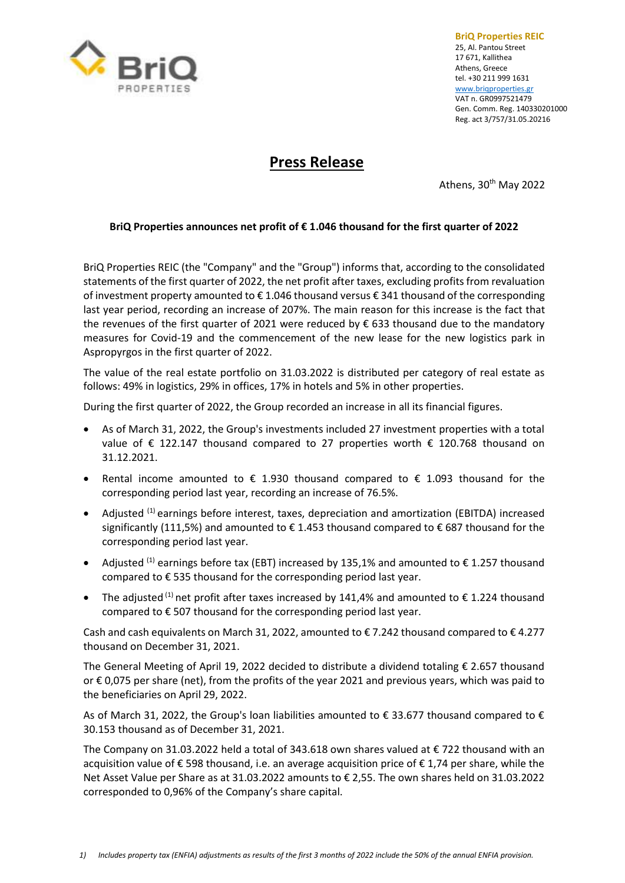**BriQ Properties REIC**
25, Al. Pantou Street
17 671, Kallithea
Athens, Greece
tel. +30 211 999 1631
www.briqproperties.gr
VAT n. GR0997521479
Gen. Comm. Reg. 140330201000
Reg. act 3/757/31.05.20216

# Press Release

Athens, 30th May 2022

**BriQ Properties announces net profit of € 1.046 thousand for the first quarter of 2022**

BriQ Properties REIC (the "Company" and the "Group") informs that, according to the consolidated statements of the first quarter of 2022, the net profit after taxes, excluding profits from revaluation of investment property amounted to € 1.046 thousand versus € 341 thousand of the corresponding last year period, recording an increase of 207%. The main reason for this increase is the fact that the revenues of the first quarter of 2021 were reduced by € 633 thousand due to the mandatory measures for Covid-19 and the commencement of the new lease for the new logistics park in Aspropyrgos in the first quarter of 2022.

The value of the real estate portfolio on 31.03.2022 is distributed per category of real estate as follows: 49% in logistics, 29% in offices, 17% in hotels and 5% in other properties.

During the first quarter of 2022, the Group recorded an increase in all its financial figures.

- As of March 31, 2022, the Group's investments included 27 investment properties with a total value of € 122.147 thousand compared to 27 properties worth € 120.768 thousand on 31.12.2021.
- Rental income amounted to € 1.930 thousand compared to € 1.093 thousand for the corresponding period last year, recording an increase of 76.5%.
- Adjusted [(1)] earnings before interest, taxes, depreciation and amortization (EBITDA) increased significantly (111,5%) and amounted to € 1.453 thousand compared to € 687 thousand for the corresponding period last year.
- Adjusted [(1)] earnings before tax (EBT) increased by 135,1% and amounted to € 1.257 thousand compared to € 535 thousand for the corresponding period last year.
- The adjusted [(1)] net profit after taxes increased by 141,4% and amounted to € 1.224 thousand compared to € 507 thousand for the corresponding period last year.

Cash and cash equivalents on March 31, 2022, amounted to € 7.242 thousand compared to € 4.277 thousand on December 31, 2021.

The General Meeting of April 19, 2022 decided to distribute a dividend totaling € 2.657 thousand or € 0,075 per share (net), from the profits of the year 2021 and previous years, which was paid to the beneficiaries on April 29, 2022.

As of March 31, 2022, the Group's loan liabilities amounted to € 33.677 thousand compared to € 30.153 thousand as of December 31, 2021.

The Company on 31.03.2022 held a total of 343.618 own shares valued at € 722 thousand with an acquisition value of € 598 thousand, i.e. an average acquisition price of € 1,74 per share, while the Net Asset Value per Share as at 31.03.2022 amounts to € 2,55. The own shares held on 31.03.2022 corresponded to 0,96% of the Company's share capital.

*1) Includes property tax (ENFIA) adjustments as results of the first 3 months of 2022 include the 50% of the annual ENFIA provision.*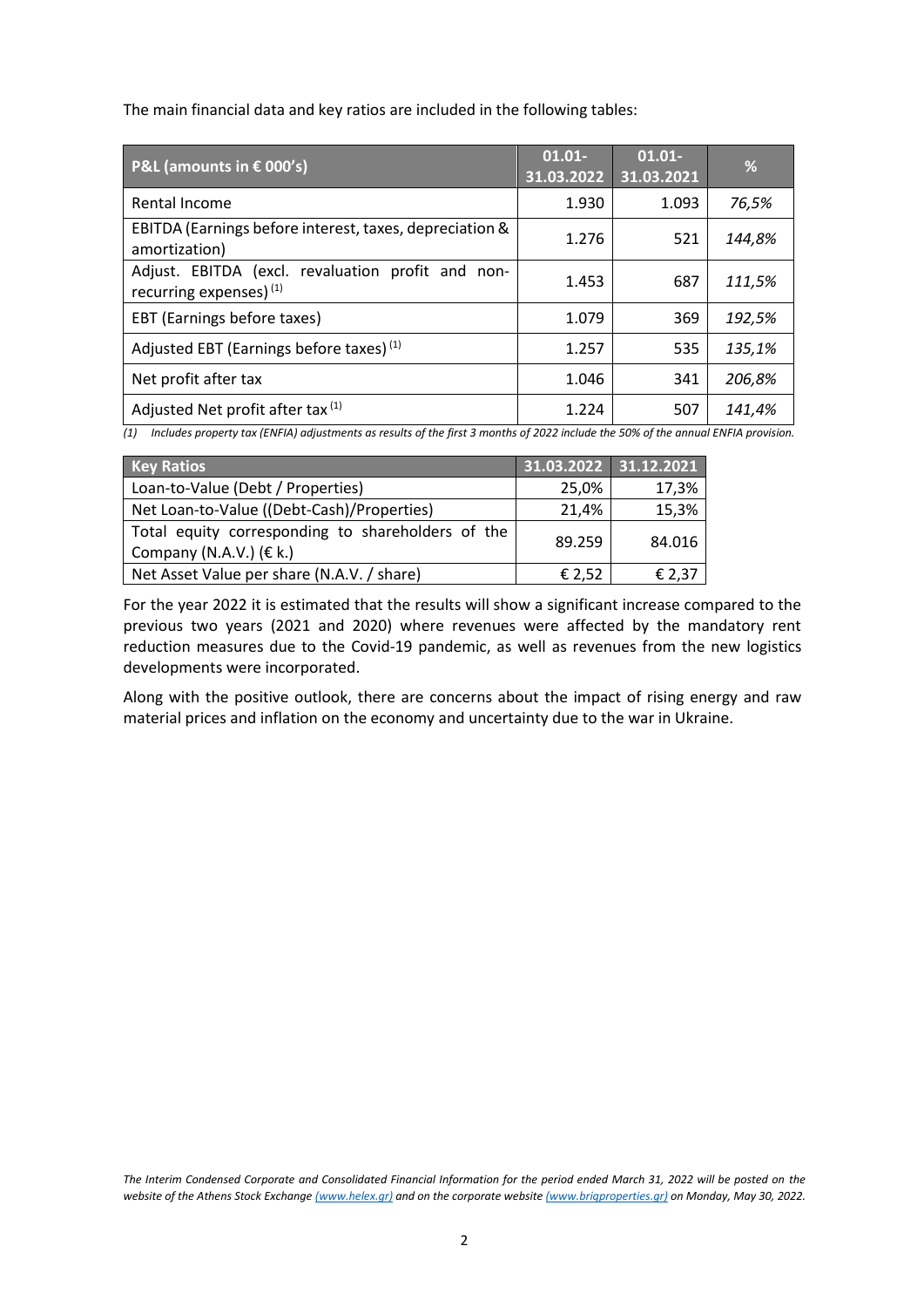The main financial data and key ratios are included in the following tables:

| P&L (amounts in € 000's) | 01.01-31.03.2022 | 01.01-31.03.2021 | % |
| --- | --- | --- | --- |
| Rental Income | 1.930 | 1.093 | *76,5%* |
| EBITDA (Earnings before interest, taxes, depreciation & amortization) | 1.276 | 521 | *144,8%* |
| Adjust. EBITDA (excl. revaluation profit and non-recurring expenses) [(1)] | 1.453 | 687 | *111,5%* |
| EBT (Earnings before taxes) | 1.079 | 369 | *192,5%* |
| Adjusted EBT (Earnings before taxes) [(1)] | 1.257 | 535 | *135,1%* |
| Net profit after tax | 1.046 | 341 | *206,8%* |
| Adjusted Net profit after tax [(1)] | 1.224 | 507 | *141,4%* |

*(1) Includes property tax (ENFIA) adjustments as results of the first 3 months of 2022 include the 50% of the annual ENFIA provision.*

| Key Ratios | 31.03.2022 | 31.12.2021 |
| --- | --- | --- |
| Loan-to-Value (Debt / Properties) | 25,0% | 17,3% |
| Net Loan-to-Value ((Debt-Cash)/Properties) | 21,4% | 15,3% |
| Total equity corresponding to shareholders of the Company (N.A.V.) (€ k.) | 89.259 | 84.016 |
| Net Asset Value per share (N.A.V. / share) | € 2,52 | € 2,37 |

For the year 2022 it is estimated that the results will show a significant increase compared to the previous two years (2021 and 2020) where revenues were affected by the mandatory rent reduction measures due to the Covid-19 pandemic, as well as revenues from the new logistics developments were incorporated.

Along with the positive outlook, there are concerns about the impact of rising energy and raw material prices and inflation on the economy and uncertainty due to the war in Ukraine.

*The Interim Condensed Corporate and Consolidated Financial Information for the period ended March 31, 2022 will be posted on the website of the Athens Stock Exchange (www.helex.gr) and on the corporate website (www.briqproperties.gr) on Monday, May 30, 2022.*